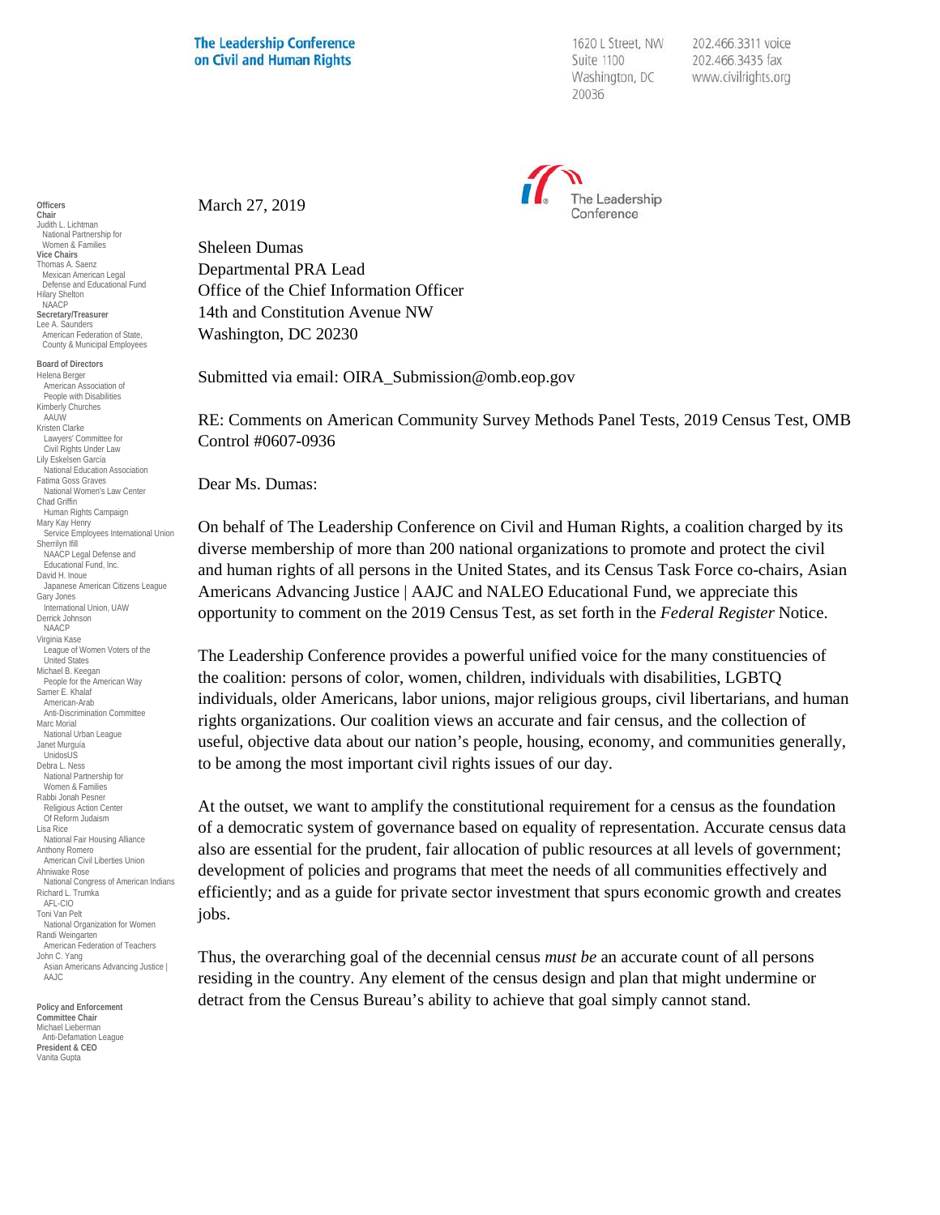**The Leadership Conference on Civil and Human Rights**

1620 L Street, NW
Suite 1100
Washington, DC
20036

202.466.3311 voice
202.466.3435 fax
www.civilrights.org

**Officers**
**Chair**
Judith L. Lichtman
National Partnership for Women & Families
**Vice Chairs**
Thomas A. Saenz
Mexican American Legal Defense and Educational Fund
Hilary Shelton
NAACP
**Secretary/Treasurer**
Lee A. Saunders
American Federation of State, County & Municipal Employees

**Board of Directors**
Helena Berger
American Association of People with Disabilities
Kimberly Churches
AAUW
Kristen Clarke
Lawyers' Committee for Civil Rights Under Law
Lily Eskelsen García
National Education Association
Fatima Goss Graves
National Women's Law Center
Chad Griffin
Human Rights Campaign
Mary Kay Henry
Service Employees International Union
Sherrilyn Ifill
NAACP Legal Defense and Educational Fund, Inc.
David H. Inoue
Japanese American Citizens League
Gary Jones
International Union, UAW
Derrick Johnson
NAACP
Virginia Kase
League of Women Voters of the United States
Michael B. Keegan
People for the American Way
Samer E. Khalaf
American-Arab Anti-Discrimination Committee
Marc Morial
National Urban League
Janet Murguía
UnidosUS
Debra L. Ness
National Partnership for Women & Families
Rabbi Jonah Pesner
Religious Action Center Of Reform Judaism
Lisa Rice
National Fair Housing Alliance
Anthony Romero
American Civil Liberties Union
Ahniwake Rose
National Congress of American Indians
Richard L. Trumka
AFL-CIO
Toni Van Pelt
National Organization for Women
Randi Weingarten
American Federation of Teachers
John C. Yang
Asian Americans Advancing Justice | AAJC

**Policy and Enforcement Committee Chair**
Michael Lieberman
Anti-Defamation League
**President & CEO**
Vanita Gupta

March 27, 2019

Sheleen Dumas
Departmental PRA Lead
Office of the Chief Information Officer
14th and Constitution Avenue NW
Washington, DC 20230

Submitted via email: OIRA_Submission@omb.eop.gov

RE: Comments on American Community Survey Methods Panel Tests, 2019 Census Test, OMB Control #0607-0936

Dear Ms. Dumas:

On behalf of The Leadership Conference on Civil and Human Rights, a coalition charged by its diverse membership of more than 200 national organizations to promote and protect the civil and human rights of all persons in the United States, and its Census Task Force co-chairs, Asian Americans Advancing Justice | AAJC and NALEO Educational Fund, we appreciate this opportunity to comment on the 2019 Census Test, as set forth in the *Federal Register* Notice.

The Leadership Conference provides a powerful unified voice for the many constituencies of the coalition: persons of color, women, children, individuals with disabilities, LGBTQ individuals, older Americans, labor unions, major religious groups, civil libertarians, and human rights organizations. Our coalition views an accurate and fair census, and the collection of useful, objective data about our nation's people, housing, economy, and communities generally, to be among the most important civil rights issues of our day.

At the outset, we want to amplify the constitutional requirement for a census as the foundation of a democratic system of governance based on equality of representation. Accurate census data also are essential for the prudent, fair allocation of public resources at all levels of government; development of policies and programs that meet the needs of all communities effectively and efficiently; and as a guide for private sector investment that spurs economic growth and creates jobs.

Thus, the overarching goal of the decennial census *must be* an accurate count of all persons residing in the country. Any element of the census design and plan that might undermine or detract from the Census Bureau's ability to achieve that goal simply cannot stand.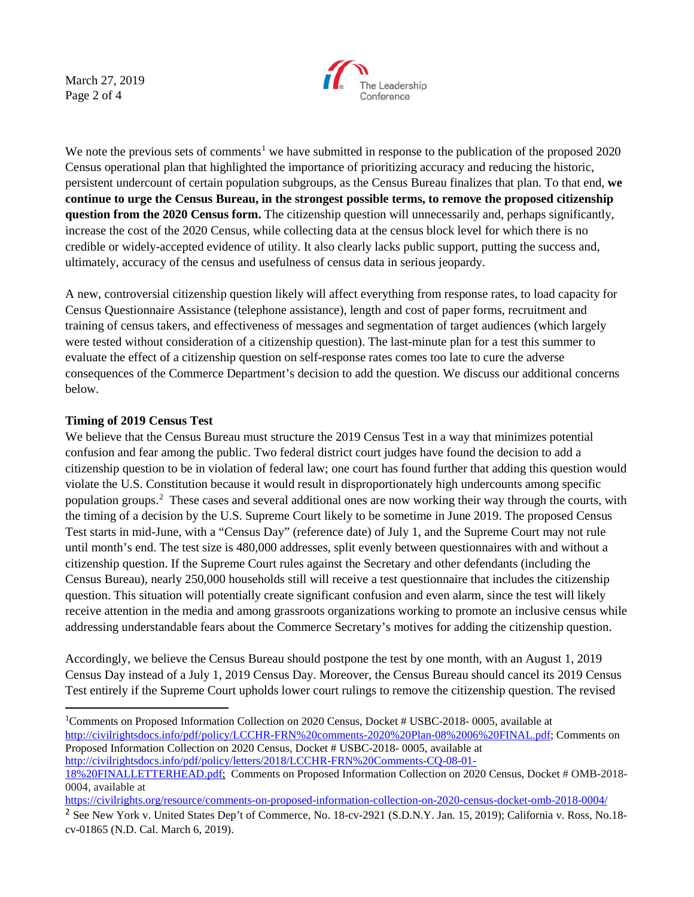We note the previous sets of comments[1] we have submitted in response to the publication of the proposed 2020 Census operational plan that highlighted the importance of prioritizing accuracy and reducing the historic, persistent undercount of certain population subgroups, as the Census Bureau finalizes that plan. To that end, **we continue to urge the Census Bureau, in the strongest possible terms, to remove the proposed citizenship question from the 2020 Census form.** The citizenship question will unnecessarily and, perhaps significantly, increase the cost of the 2020 Census, while collecting data at the census block level for which there is no credible or widely-accepted evidence of utility. It also clearly lacks public support, putting the success and, ultimately, accuracy of the census and usefulness of census data in serious jeopardy.

A new, controversial citizenship question likely will affect everything from response rates, to load capacity for Census Questionnaire Assistance (telephone assistance), length and cost of paper forms, recruitment and training of census takers, and effectiveness of messages and segmentation of target audiences (which largely were tested without consideration of a citizenship question). The last-minute plan for a test this summer to evaluate the effect of a citizenship question on self-response rates comes too late to cure the adverse consequences of the Commerce Department's decision to add the question. We discuss our additional concerns below.

**Timing of 2019 Census Test**

We believe that the Census Bureau must structure the 2019 Census Test in a way that minimizes potential confusion and fear among the public. Two federal district court judges have found the decision to add a citizenship question to be in violation of federal law; one court has found further that adding this question would violate the U.S. Constitution because it would result in disproportionately high undercounts among specific population groups.[2] These cases and several additional ones are now working their way through the courts, with the timing of a decision by the U.S. Supreme Court likely to be sometime in June 2019. The proposed Census Test starts in mid-June, with a "Census Day" (reference date) of July 1, and the Supreme Court may not rule until month's end. The test size is 480,000 addresses, split evenly between questionnaires with and without a citizenship question. If the Supreme Court rules against the Secretary and other defendants (including the Census Bureau), nearly 250,000 households still will receive a test questionnaire that includes the citizenship question. This situation will potentially create significant confusion and even alarm, since the test will likely receive attention in the media and among grassroots organizations working to promote an inclusive census while addressing understandable fears about the Commerce Secretary's motives for adding the citizenship question.

Accordingly, we believe the Census Bureau should postpone the test by one month, with an August 1, 2019 Census Day instead of a July 1, 2019 Census Day. Moreover, the Census Bureau should cancel its 2019 Census Test entirely if the Supreme Court upholds lower court rulings to remove the citizenship question. The revised

---

[1] Comments on Proposed Information Collection on 2020 Census, Docket # USBC-2018- 0005, available at http://civilrightsdocs.info/pdf/policy/LCCHR-FRN%20comments-2020%20Plan-08%2006%20FINAL.pdf; Comments on Proposed Information Collection on 2020 Census, Docket # USBC-2018- 0005, available at http://civilrightsdocs.info/pdf/policy/letters/2018/LCCHR-FRN%20Comments-CQ-08-01-18%20FINALLETTERHEAD.pdf; Comments on Proposed Information Collection on 2020 Census, Docket # OMB-2018-0004, available at https://civilrights.org/resource/comments-on-proposed-information-collection-on-2020-census-docket-omb-2018-0004/

[2] See New York v. United States Dep't of Commerce, No. 18-cv-2921 (S.D.N.Y. Jan. 15, 2019); California v. Ross, No.18-cv-01865 (N.D. Cal. March 6, 2019).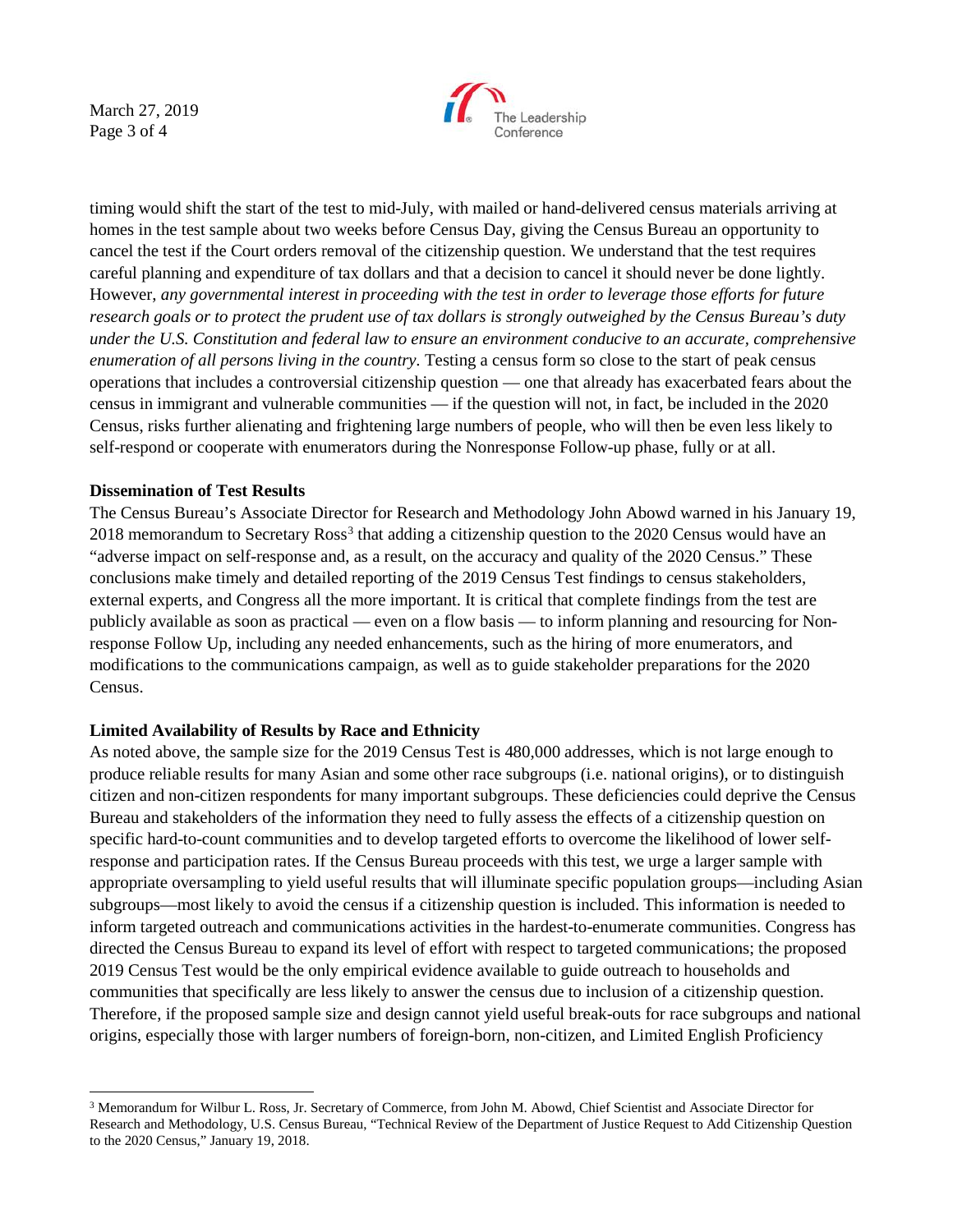timing would shift the start of the test to mid-July, with mailed or hand-delivered census materials arriving at homes in the test sample about two weeks before Census Day, giving the Census Bureau an opportunity to cancel the test if the Court orders removal of the citizenship question. We understand that the test requires careful planning and expenditure of tax dollars and that a decision to cancel it should never be done lightly. However, *any governmental interest in proceeding with the test in order to leverage those efforts for future research goals or to protect the prudent use of tax dollars is strongly outweighed by the Census Bureau's duty under the U.S. Constitution and federal law to ensure an environment conducive to an accurate, comprehensive enumeration of all persons living in the country*. Testing a census form so close to the start of peak census operations that includes a controversial citizenship question — one that already has exacerbated fears about the census in immigrant and vulnerable communities — if the question will not, in fact, be included in the 2020 Census, risks further alienating and frightening large numbers of people, who will then be even less likely to self-respond or cooperate with enumerators during the Nonresponse Follow-up phase, fully or at all.

**Dissemination of Test Results**

The Census Bureau's Associate Director for Research and Methodology John Abowd warned in his January 19, 2018 memorandum to Secretary Ross[3] that adding a citizenship question to the 2020 Census would have an "adverse impact on self-response and, as a result, on the accuracy and quality of the 2020 Census." These conclusions make timely and detailed reporting of the 2019 Census Test findings to census stakeholders, external experts, and Congress all the more important. It is critical that complete findings from the test are publicly available as soon as practical — even on a flow basis — to inform planning and resourcing for Non-response Follow Up, including any needed enhancements, such as the hiring of more enumerators, and modifications to the communications campaign, as well as to guide stakeholder preparations for the 2020 Census.

**Limited Availability of Results by Race and Ethnicity**

As noted above, the sample size for the 2019 Census Test is 480,000 addresses, which is not large enough to produce reliable results for many Asian and some other race subgroups (i.e. national origins), or to distinguish citizen and non-citizen respondents for many important subgroups. These deficiencies could deprive the Census Bureau and stakeholders of the information they need to fully assess the effects of a citizenship question on specific hard-to-count communities and to develop targeted efforts to overcome the likelihood of lower self-response and participation rates. If the Census Bureau proceeds with this test, we urge a larger sample with appropriate oversampling to yield useful results that will illuminate specific population groups—including Asian subgroups—most likely to avoid the census if a citizenship question is included. This information is needed to inform targeted outreach and communications activities in the hardest-to-enumerate communities. Congress has directed the Census Bureau to expand its level of effort with respect to targeted communications; the proposed 2019 Census Test would be the only empirical evidence available to guide outreach to households and communities that specifically are less likely to answer the census due to inclusion of a citizenship question. Therefore, if the proposed sample size and design cannot yield useful break-outs for race subgroups and national origins, especially those with larger numbers of foreign-born, non-citizen, and Limited English Proficiency

[3] Memorandum for Wilbur L. Ross, Jr. Secretary of Commerce, from John M. Abowd, Chief Scientist and Associate Director for Research and Methodology, U.S. Census Bureau, "Technical Review of the Department of Justice Request to Add Citizenship Question to the 2020 Census," January 19, 2018.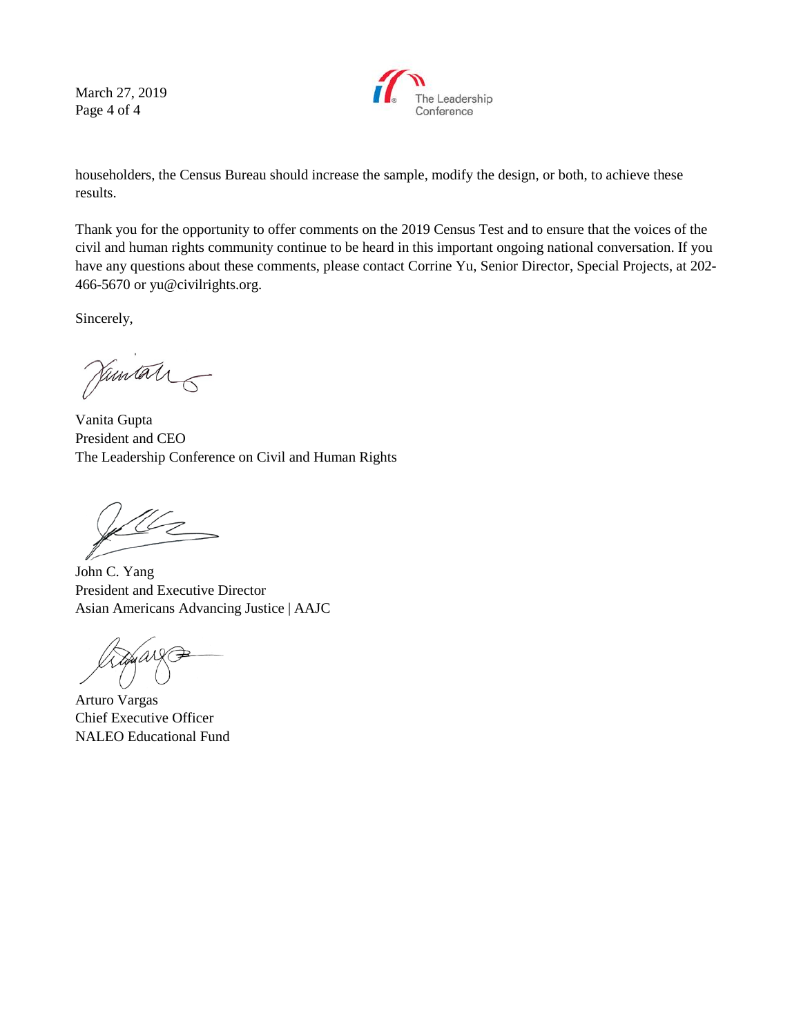householders, the Census Bureau should increase the sample, modify the design, or both, to achieve these results.

Thank you for the opportunity to offer comments on the 2019 Census Test and to ensure that the voices of the civil and human rights community continue to be heard in this important ongoing national conversation. If you have any questions about these comments, please contact Corrine Yu, Senior Director, Special Projects, at 202-466-5670 or yu@civilrights.org.

Sincerely,

Vanita Gupta
President and CEO
The Leadership Conference on Civil and Human Rights

John C. Yang
President and Executive Director
Asian Americans Advancing Justice | AAJC

Arturo Vargas
Chief Executive Officer
NALEO Educational Fund